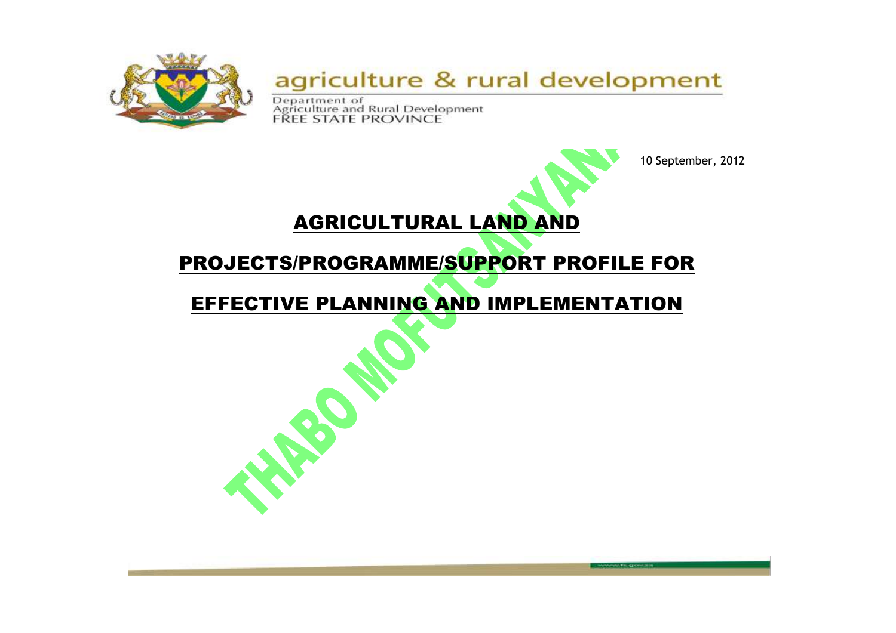agriculture & rural development

Department of
Agriculture and Rural Development
FREE STATE PROVINCE

10 September, 2012

# AGRICULTURAL LAND AND PROJECTS/PROGRAMME/SUPPORT PROFILE FOR EFFECTIVE PLANNING AND IMPLEMENTATION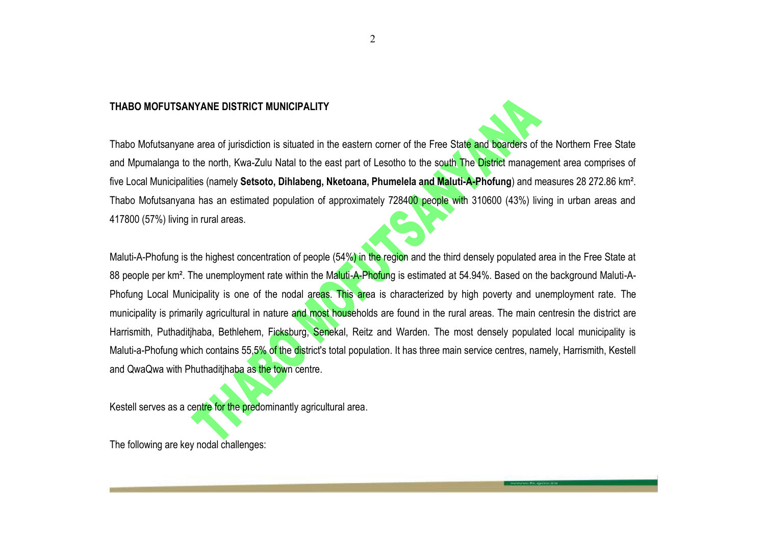**THABO MOFUTSANYANE DISTRICT MUNICIPALITY**

Thabo Mofutsanyane area of jurisdiction is situated in the eastern corner of the Free State and boarders of the Northern Free State and Mpumalanga to the north, Kwa-Zulu Natal to the east part of Lesotho to the south The District management area comprises of five Local Municipalities (namely **Setsoto, Dihlabeng, Nketoana, Phumelela and Maluti-A-Phofung**) and measures 28 272.86 km². Thabo Mofutsanyana has an estimated population of approximately 728400 people with 310600 (43%) living in urban areas and 417800 (57%) living in rural areas.

Maluti-A-Phofung is the highest concentration of people (54%) in the region and the third densely populated area in the Free State at 88 people per km². The unemployment rate within the Maluti-A-Phofung is estimated at 54.94%. Based on the background Maluti-A-Phofung Local Municipality is one of the nodal areas. This area is characterized by high poverty and unemployment rate. The municipality is primarily agricultural in nature and most households are found in the rural areas. The main centresin the district are Harrismith, Puthaditjhaba, Bethlehem, Ficksburg, Senekal, Reitz and Warden. The most densely populated local municipality is Maluti-a-Phofung which contains 55,5% of the district's total population. It has three main service centres, namely, Harrismith, Kestell and QwaQwa with Phuthaditjhaba as the town centre.

Kestell serves as a centre for the predominantly agricultural area.

The following are key nodal challenges: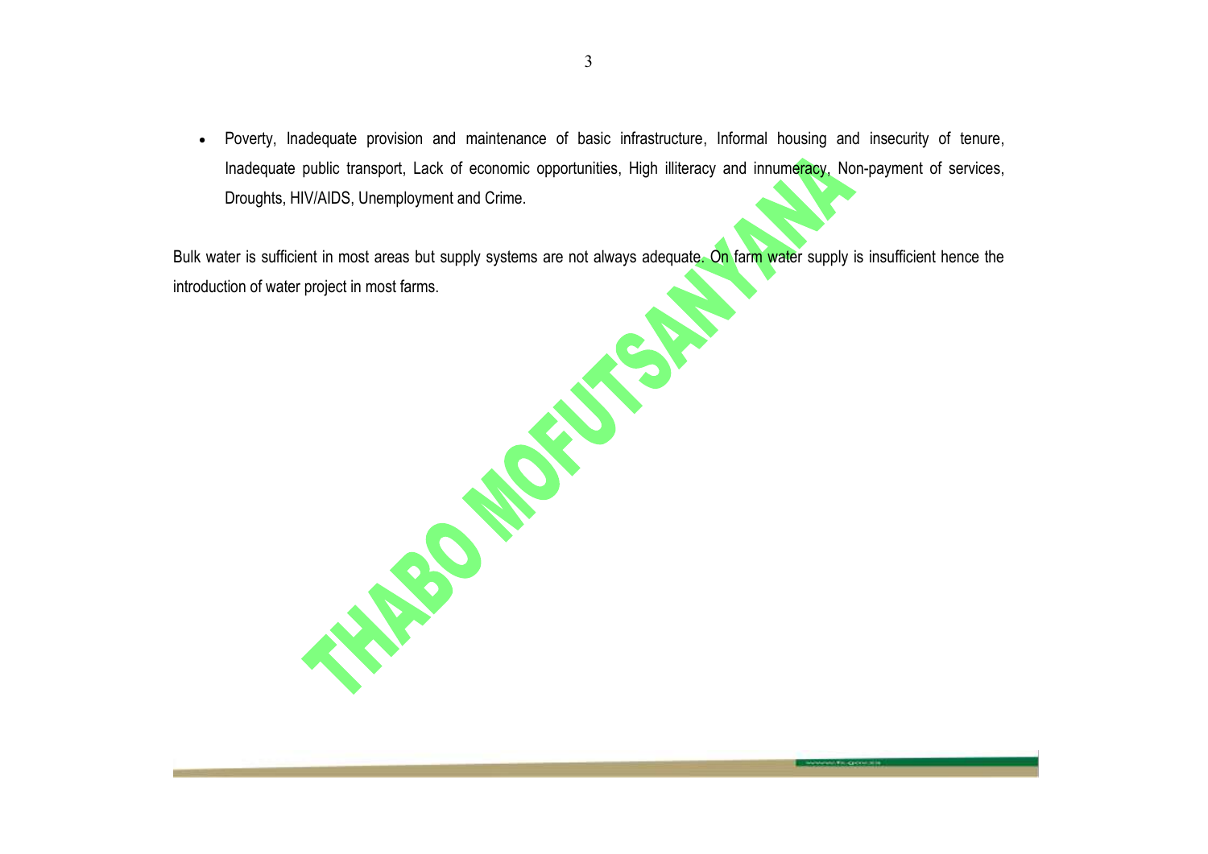- Poverty, Inadequate provision and maintenance of basic infrastructure, Informal housing and insecurity of tenure, Inadequate public transport, Lack of economic opportunities, High illiteracy and innumeracy, Non-payment of services, Droughts, HIV/AIDS, Unemployment and Crime.

Bulk water is sufficient in most areas but supply systems are not always adequate. On farm water supply is insufficient hence the introduction of water project in most farms.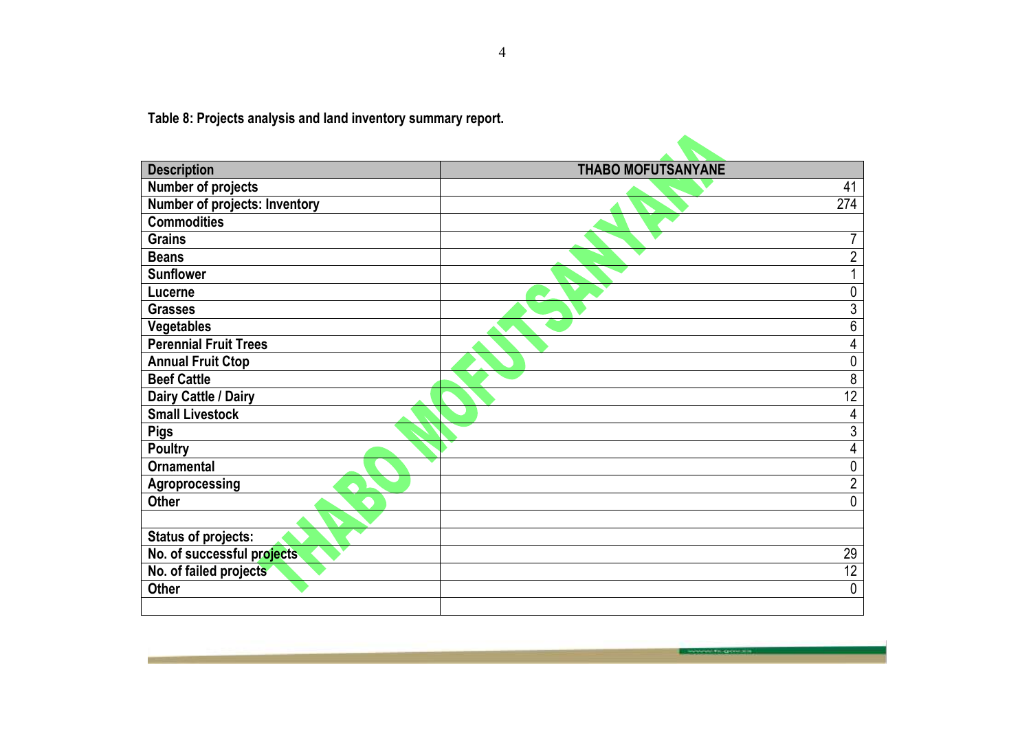**Table 8: Projects analysis and land inventory summary report.**

| Description | THABO MOFUTSANYANE |
|---|---|
| Number of projects | 41 |
| Number of projects: Inventory | 274 |
| Commodities | |
| Grains | 7 |
| Beans | 2 |
| Sunflower | 1 |
| Lucerne | 0 |
| Grasses | 3 |
| Vegetables | 6 |
| Perennial Fruit Trees | 4 |
| Annual Fruit Ctop | 0 |
| Beef Cattle | 8 |
| Dairy Cattle / Dairy | 12 |
| Small Livestock | 4 |
| Pigs | 3 |
| Poultry | 4 |
| Ornamental | 0 |
| Agroprocessing | 2 |
| Other | 0 |
| | |
| Status of projects: | |
| No. of successful projects | 29 |
| No. of failed projects | 12 |
| Other | 0 |
| | |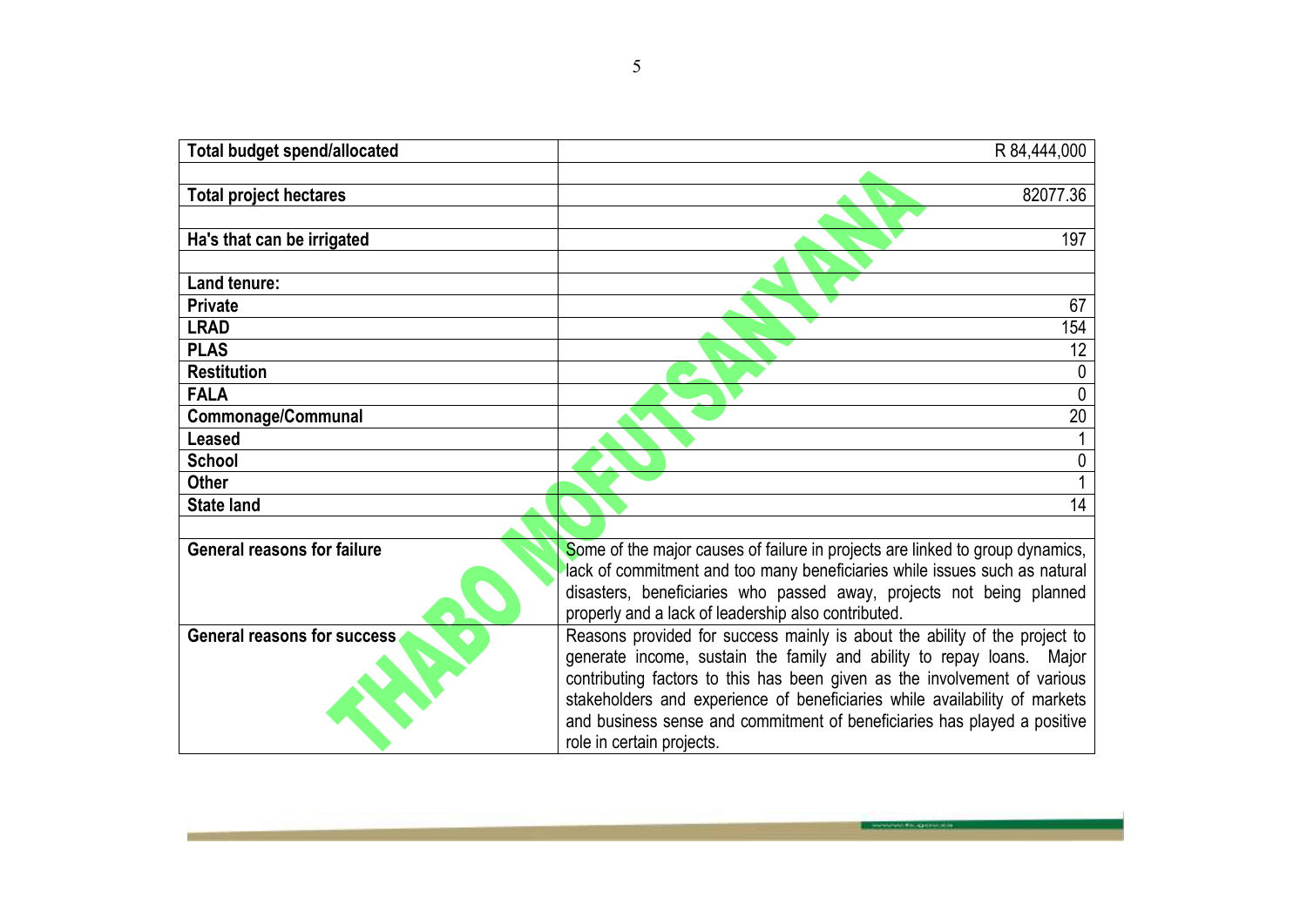| Total budget spend/allocated | R 84,444,000 |
|---|---|
| | |
| **Total project hectares** | 82077.36 |
| | |
| **Ha's that can be irrigated** | 197 |
| | |
| **Land tenure:** | |
| **Private** | 67 |
| **LRAD** | 154 |
| **PLAS** | 12 |
| **Restitution** | 0 |
| **FALA** | 0 |
| **Commonage/Communal** | 20 |
| **Leased** | 1 |
| **School** | 0 |
| **Other** | 1 |
| **State land** | 14 |
| | |
| **General reasons for failure** | Some of the major causes of failure in projects are linked to group dynamics, lack of commitment and too many beneficiaries while issues such as natural disasters, beneficiaries who passed away, projects not being planned properly and a lack of leadership also contributed. |
| **General reasons for success** | Reasons provided for success mainly is about the ability of the project to generate income, sustain the family and ability to repay loans. Major contributing factors to this has been given as the involvement of various stakeholders and experience of beneficiaries while availability of markets and business sense and commitment of beneficiaries has played a positive role in certain projects. |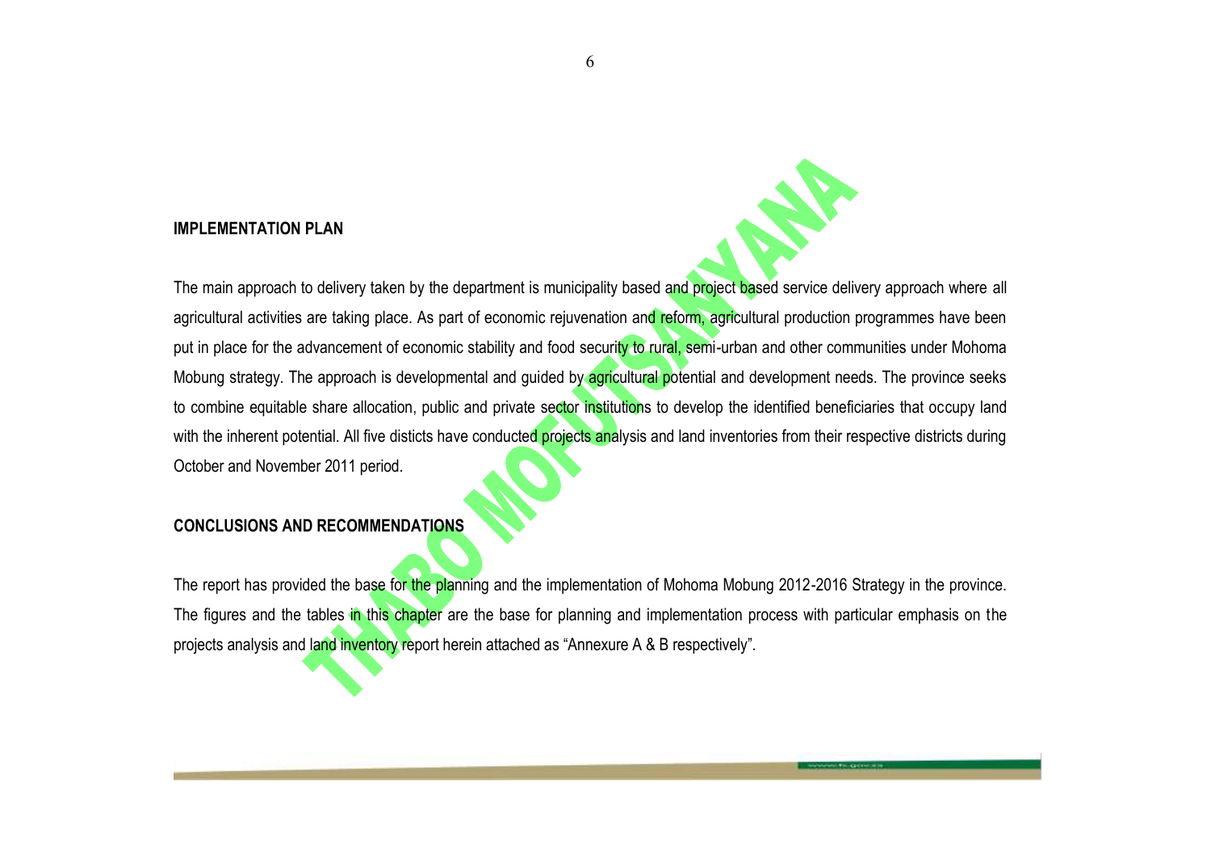## IMPLEMENTATION PLAN

The main approach to delivery taken by the department is municipality based and project based service delivery approach where all agricultural activities are taking place. As part of economic rejuvenation and reform, agricultural production programmes have been put in place for the advancement of economic stability and food security to rural, semi-urban and other communities under Mohoma Mobung strategy. The approach is developmental and guided by agricultural potential and development needs. The province seeks to combine equitable share allocation, public and private sector institutions to develop the identified beneficiaries that occupy land with the inherent potential. All five disticts have conducted projects analysis and land inventories from their respective districts during October and November 2011 period.

## CONCLUSIONS AND RECOMMENDATIONS

The report has provided the base for the planning and the implementation of Mohoma Mobung 2012-2016 Strategy in the province. The figures and the tables in this chapter are the base for planning and implementation process with particular emphasis on the projects analysis and land inventory report herein attached as "Annexure A & B respectively".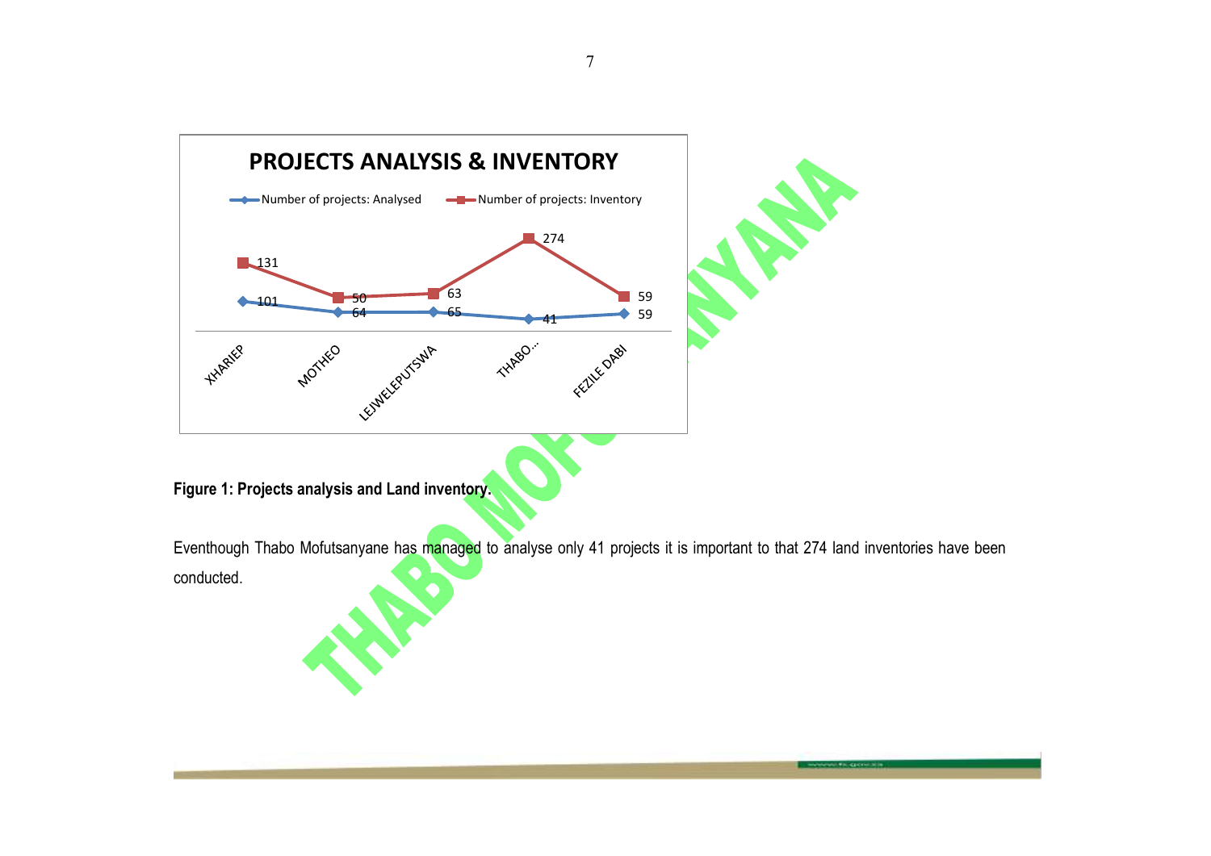**PROJECTS ANALYSIS & INVENTORY**

| | XHARIEP | MOTHEO | LEJWELEPUTSWA | THABO... | FEZILE DABI |
|---|---|---|---|---|---|
| Number of projects: Analysed | 101 | 64 | 65 | 41 | 59 |
| Number of projects: Inventory | 131 | 50 | 63 | 274 | 59 |

**Figure 1: Projects analysis and Land inventory.**

Eventhough Thabo Mofutsanyane has managed to analyse only 41 projects it is important to that 274 land inventories have been conducted.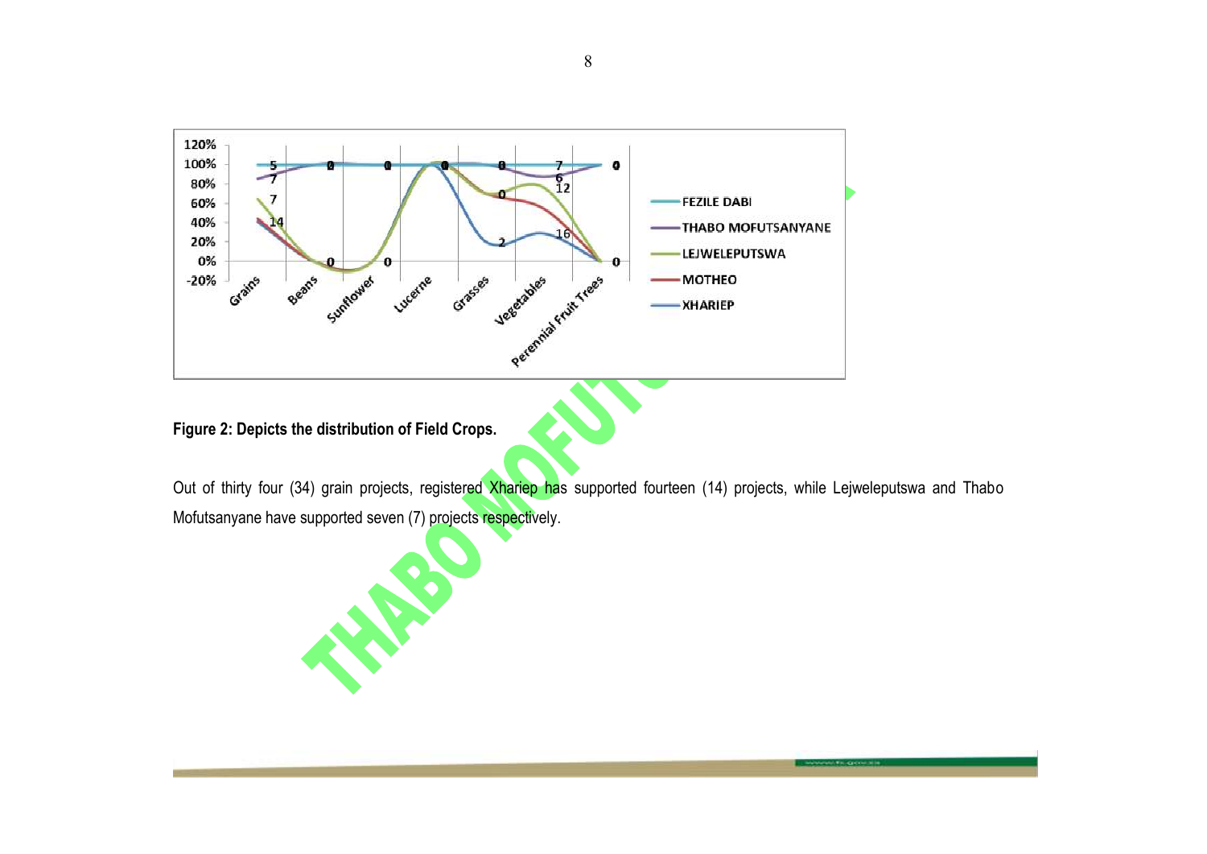**Figure 2: Depicts the distribution of Field Crops.**

Out of thirty four (34) grain projects, registered Xhariep has supported fourteen (14) projects, while Lejweleputswa and Thabo Mofutsanyane have supported seven (7) projects respectively.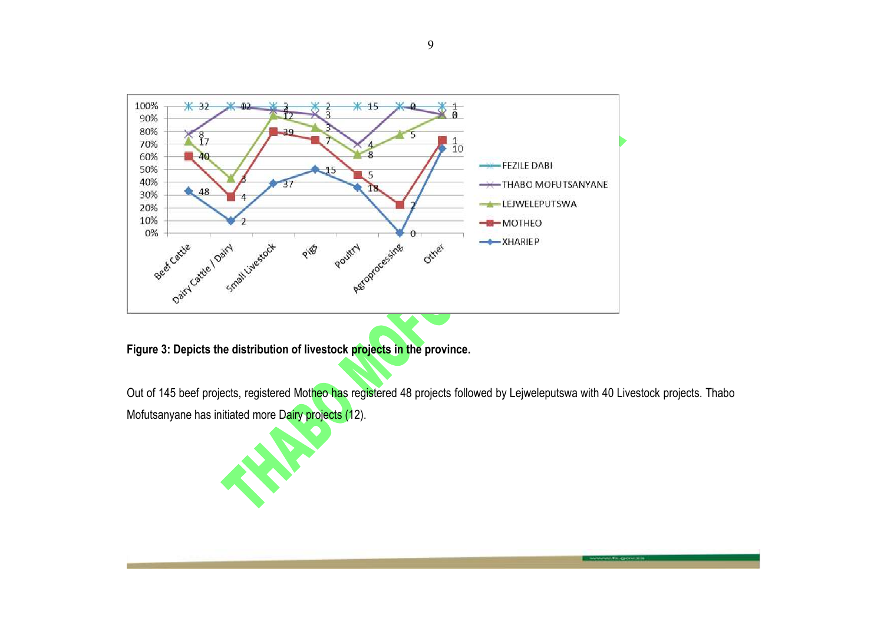Figure 3: Depicts the distribution of livestock projects in the province.

Out of 145 beef projects, registered Motheo has registered 48 projects followed by Lejweleputswa with 40 Livestock projects. Thabo Mofutsanyane has initiated more Dairy projects (12).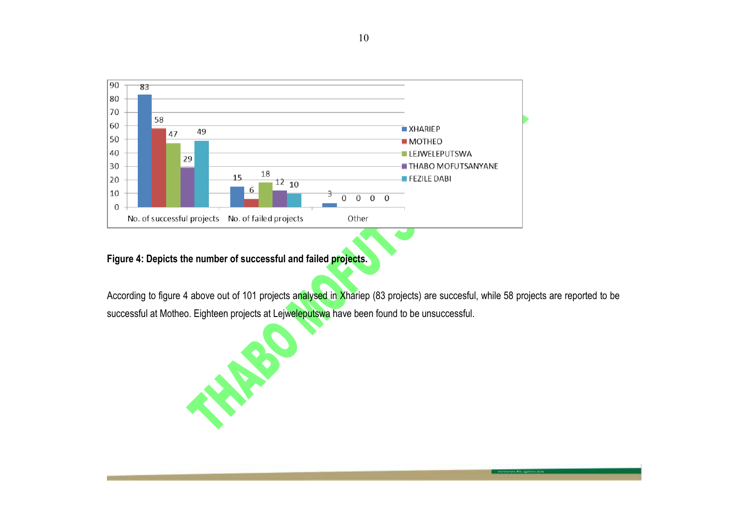| | XHARIEP | MOTHEO | LEJWELEPUTSWA | THABO MOFUTSANYANE | FEZILE DABI |
|---|---|---|---|---|---|
| No. of successful projects | 83 | 58 | 47 | 29 | 49 |
| No. of failed projects | 15 | 6 | 18 | 12 | 10 |
| Other | 3 | 0 | 0 | 0 | 0 |

**Figure 4: Depicts the number of successful and failed projects.**

According to figure 4 above out of 101 projects analysed in Xhariep (83 projects) are succesful, while 58 projects are reported to be successful at Motheo. Eighteen projects at Lejweleputswa have been found to be unsuccessful.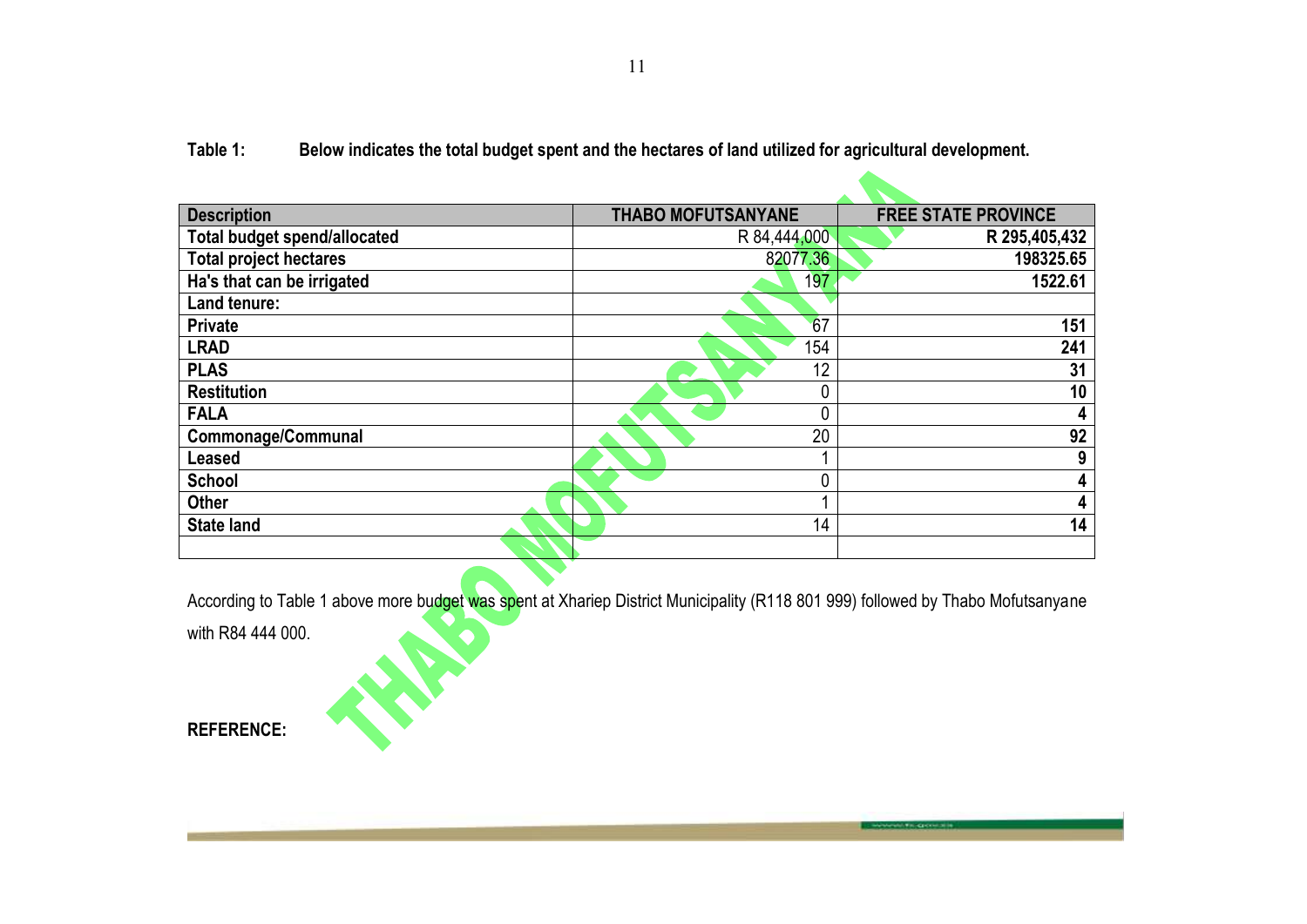**Table 1: Below indicates the total budget spent and the hectares of land utilized for agricultural development.**

| Description | THABO MOFUTSANYANE | FREE STATE PROVINCE |
| --- | --- | --- |
| Total budget spend/allocated | R 84,444,000 | R 295,405,432 |
| Total project hectares | 82077.36 | 198325.65 |
| Ha's that can be irrigated | 197 | 1522.61 |
| Land tenure: | | |
| Private | 67 | 151 |
| LRAD | 154 | 241 |
| PLAS | 12 | 31 |
| Restitution | 0 | 10 |
| FALA | 0 | 4 |
| Commonage/Communal | 20 | 92 |
| Leased | 1 | 9 |
| School | 0 | 4 |
| Other | 1 | 4 |
| State land | 14 | 14 |
| | | |

According to Table 1 above more budget was spent at Xhariep District Municipality (R118 801 999) followed by Thabo Mofutsanyane with R84 444 000.

**REFERENCE:**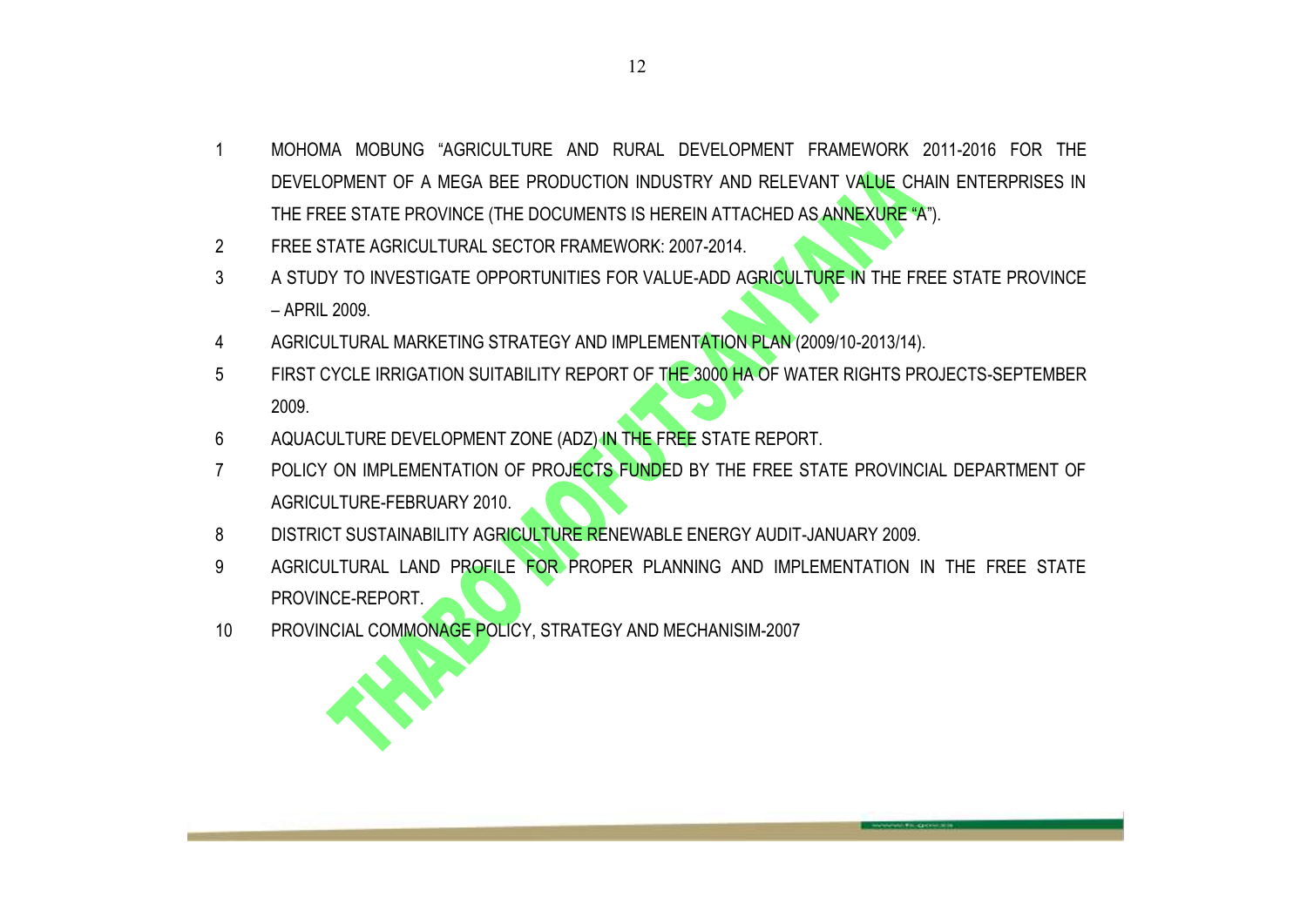1. MOHOMA MOBUNG "AGRICULTURE AND RURAL DEVELOPMENT FRAMEWORK 2011-2016 FOR THE DEVELOPMENT OF A MEGA BEE PRODUCTION INDUSTRY AND RELEVANT VALUE CHAIN ENTERPRISES IN THE FREE STATE PROVINCE (THE DOCUMENTS IS HEREIN ATTACHED AS ANNEXURE "A").
2. FREE STATE AGRICULTURAL SECTOR FRAMEWORK: 2007-2014.
3. A STUDY TO INVESTIGATE OPPORTUNITIES FOR VALUE-ADD AGRICULTURE IN THE FREE STATE PROVINCE – APRIL 2009.
4. AGRICULTURAL MARKETING STRATEGY AND IMPLEMENTATION PLAN (2009/10-2013/14).
5. FIRST CYCLE IRRIGATION SUITABILITY REPORT OF THE 3000 HA OF WATER RIGHTS PROJECTS-SEPTEMBER 2009.
6. AQUACULTURE DEVELOPMENT ZONE (ADZ) IN THE FREE STATE REPORT.
7. POLICY ON IMPLEMENTATION OF PROJECTS FUNDED BY THE FREE STATE PROVINCIAL DEPARTMENT OF AGRICULTURE-FEBRUARY 2010.
8. DISTRICT SUSTAINABILITY AGRICULTURE RENEWABLE ENERGY AUDIT-JANUARY 2009.
9. AGRICULTURAL LAND PROFILE FOR PROPER PLANNING AND IMPLEMENTATION IN THE FREE STATE PROVINCE-REPORT.
10. PROVINCIAL COMMONAGE POLICY, STRATEGY AND MECHANISIM-2007